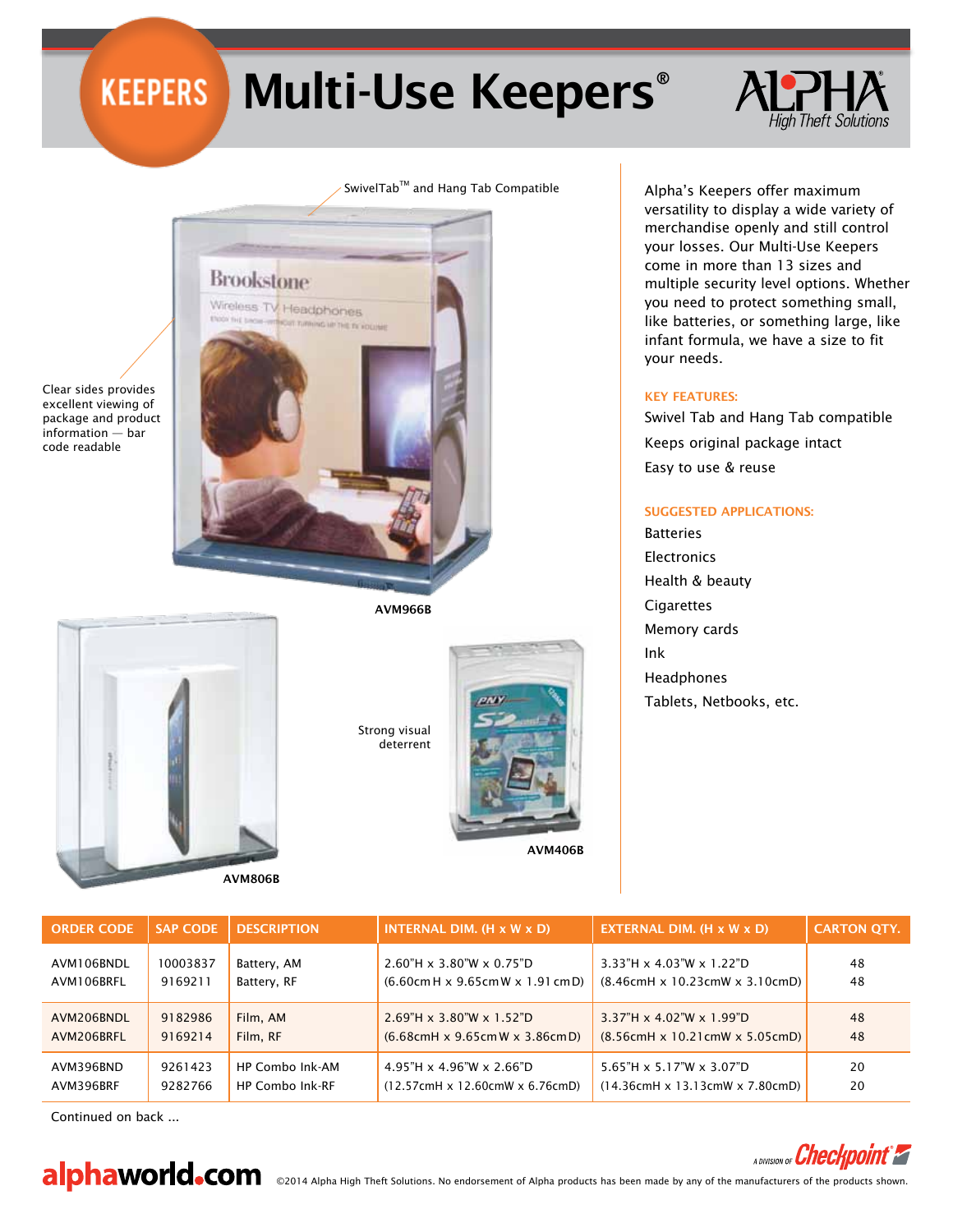# KEEPERS Multi-Use Keepers®

ALPHA High Theft Solutions

SwivelTab™ and Hang Tab Compatible

Clear sides provides excellent viewing of package and product information — bar code readable

AVM966B

Strong visual deterrent

AVM806B

AVM406B

Alpha's Keepers offer maximum versatility to display a wide variety of merchandise openly and still control your losses. Our Multi-Use Keepers come in more than 13 sizes and multiple security level options. Whether you need to protect something small, like batteries, or something large, like infant formula, we have a size to fit your needs.

**KEY FEATURES:**

Swivel Tab and Hang Tab compatible

Keeps original package intact

Easy to use & reuse

**SUGGESTED APPLICATIONS:**

Batteries

Electronics

Health & beauty

Cigarettes

Memory cards

Ink

Headphones

Tablets, Netbooks, etc.

| ORDER CODE | SAP CODE | DESCRIPTION | INTERNAL DIM. (H x W x D) | EXTERNAL DIM. (H x W x D) | CARTON QTY. |
|---|---|---|---|---|---|
| AVM106BNDL | 10003837 | Battery, AM | 2.60"H x 3.80"W x 0.75"D | 3.33"H x 4.03"W x 1.22"D | 48 |
| AVM106BRFL | 9169211 | Battery, RF | (6.60cmH x 9.65cmW x 1.91cmD) | (8.46cmH x 10.23cmW x 3.10cmD) | 48 |
| AVM206BNDL | 9182986 | Film, AM | 2.69"H x 3.80"W x 1.52"D | 3.37"H x 4.02"W x 1.99"D | 48 |
| AVM206BRFL | 9169214 | Film, RF | (6.68cmH x 9.65cmW x 3.86cmD) | (8.56cmH x 10.21cmW x 5.05cmD) | 48 |
| AVM396BND | 9261423 | HP Combo Ink-AM | 4.95"H x 4.96"W x 2.66"D | 5.65"H x 5.17"W x 3.07"D | 20 |
| AVM396BRF | 9282766 | HP Combo Ink-RF | (12.57cmH x 12.60cmW x 6.76cmD) | (14.36cmH x 13.13cmW x 7.80cmD) | 20 |

Continued on back ...

alphaworld.com ©2014 Alpha High Theft Solutions. No endorsement of Alpha products has been made by any of the manufacturers of the products shown.

A DIVISION OF Checkpoint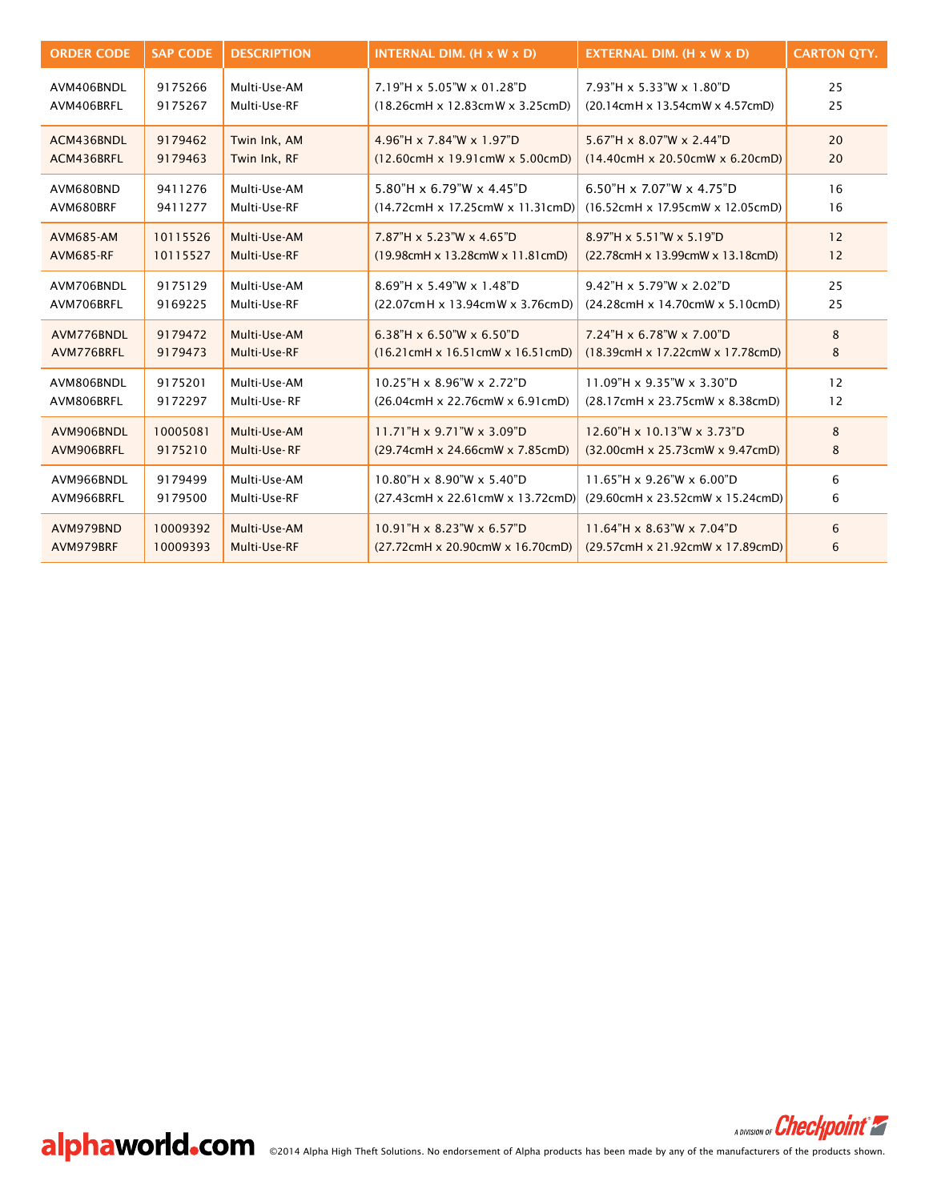| ORDER CODE | SAP CODE | DESCRIPTION | INTERNAL DIM. (H x W x D) | EXTERNAL DIM. (H x W x D) | CARTON QTY. |
|---|---|---|---|---|---|
| AVM406BNDL<br>AVM406BRFL | 9175266<br>9175267 | Multi-Use-AM<br>Multi-Use-RF | 7.19"H x 5.05"W x 01.28"D<br>(18.26cmH x 12.83cmW x 3.25cmD) | 7.93"H x 5.33"W x 1.80"D<br>(20.14cmH x 13.54cmW x 4.57cmD) | 25<br>25 |
| ACM436BNDL<br>ACM436BRFL | 9179462<br>9179463 | Twin Ink, AM<br>Twin Ink, RF | 4.96"H x 7.84"W x 1.97"D<br>(12.60cmH x 19.91cmW x 5.00cmD) | 5.67"H x 8.07"W x 2.44"D<br>(14.40cmH x 20.50cmW x 6.20cmD) | 20<br>20 |
| AVM680BND<br>AVM680BRF | 9411276<br>9411277 | Multi-Use-AM<br>Multi-Use-RF | 5.80"H x 6.79"W x 4.45"D<br>(14.72cmH x 17.25cmW x 11.31cmD) | 6.50"H x 7.07"W x 4.75"D<br>(16.52cmH x 17.95cmW x 12.05cmD) | 16<br>16 |
| AVM685-AM<br>AVM685-RF | 10115526<br>10115527 | Multi-Use-AM<br>Multi-Use-RF | 7.87"H x 5.23"W x 4.65"D<br>(19.98cmH x 13.28cmW x 11.81cmD) | 8.97"H x 5.51"W x 5.19"D<br>(22.78cmH x 13.99cmW x 13.18cmD) | 12<br>12 |
| AVM706BNDL<br>AVM706BRFL | 9175129<br>9169225 | Multi-Use-AM<br>Multi-Use-RF | 8.69"H x 5.49"W x 1.48"D<br>(22.07cmH x 13.94cmW x 3.76cmD) | 9.42"H x 5.79"W x 2.02"D<br>(24.28cmH x 14.70cmW x 5.10cmD) | 25<br>25 |
| AVM776BNDL<br>AVM776BRFL | 9179472<br>9179473 | Multi-Use-AM<br>Multi-Use-RF | 6.38"H x 6.50"W x 6.50"D<br>(16.21cmH x 16.51cmW x 16.51cmD) | 7.24"H x 6.78"W x 7.00"D<br>(18.39cmH x 17.22cmW x 17.78cmD) | 8<br>8 |
| AVM806BNDL<br>AVM806BRFL | 9175201<br>9172297 | Multi-Use-AM<br>Multi-Use- RF | 10.25"H x 8.96"W x 2.72"D<br>(26.04cmH x 22.76cmW x 6.91cmD) | 11.09"H x 9.35"W x 3.30"D<br>(28.17cmH x 23.75cmW x 8.38cmD) | 12<br>12 |
| AVM906BNDL<br>AVM906BRFL | 10005081<br>9175210 | Multi-Use-AM<br>Multi-Use- RF | 11.71"H x 9.71"W x 3.09"D<br>(29.74cmH x 24.66cmW x 7.85cmD) | 12.60"H x 10.13"W x 3.73"D<br>(32.00cmH x 25.73cmW x 9.47cmD) | 8<br>8 |
| AVM966BNDL<br>AVM966BRFL | 9179499<br>9179500 | Multi-Use-AM<br>Multi-Use-RF | 10.80"H x 8.90"W x 5.40"D<br>(27.43cmH x 22.61cmW x 13.72cmD) | 11.65"H x 9.26"W x 6.00"D<br>(29.60cmH x 23.52cmW x 15.24cmD) | 6<br>6 |
| AVM979BND<br>AVM979BRF | 10009392<br>10009393 | Multi-Use-AM<br>Multi-Use-RF | 10.91"H x 8.23"W x 6.57"D<br>(27.72cmH x 20.90cmW x 16.70cmD) | 11.64"H x 8.63"W x 7.04"D<br>(29.57cmH x 21.92cmW x 17.89cmD) | 6<br>6 |

alphaworld.com

A DIVISION OF Checkpoint®

©2014 Alpha High Theft Solutions. No endorsement of Alpha products has been made by any of the manufacturers of the products shown.